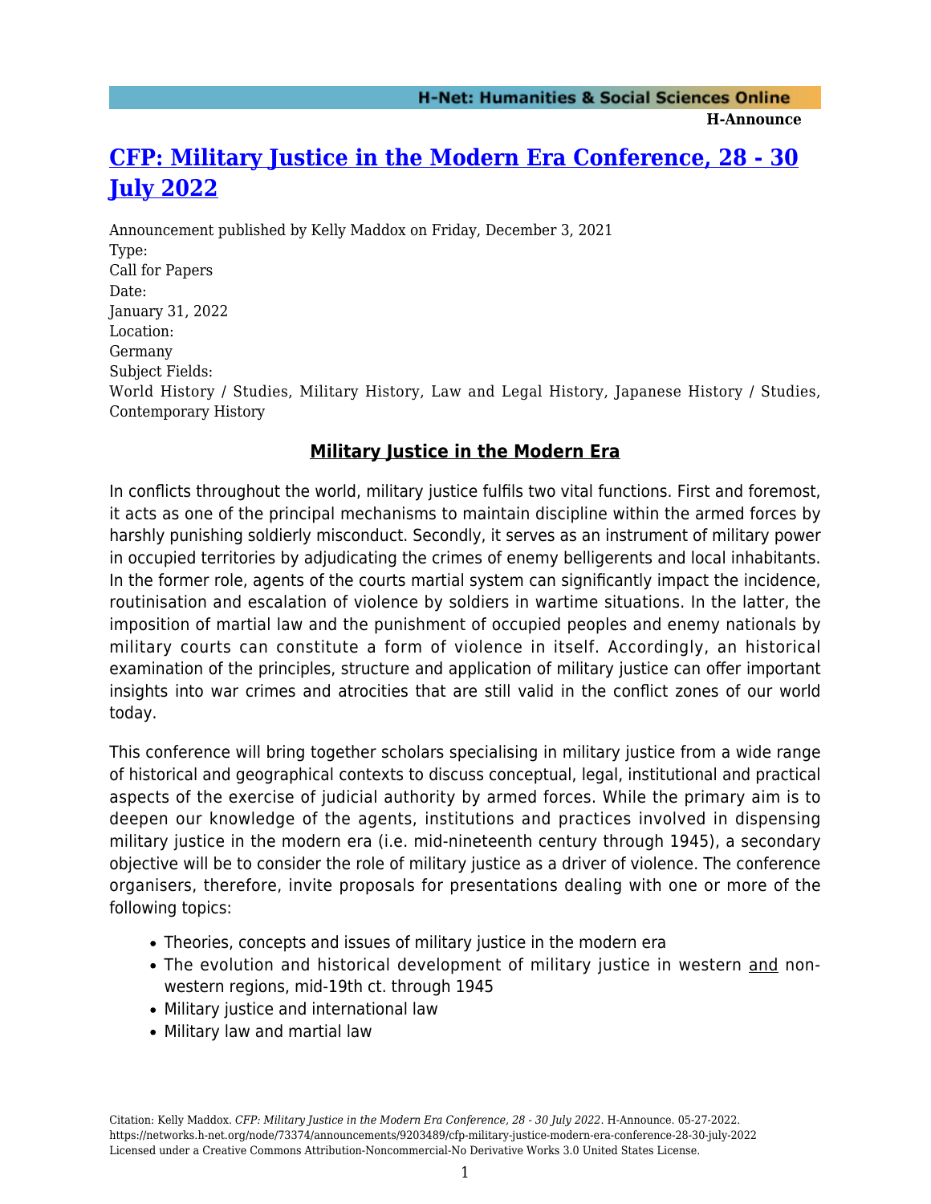# CFP: Military Justice in the Modern Era Conference, 28 - 30 July 2022

Announcement published by Kelly Maddox on Friday, December 3, 2021

Type:

Call for Papers

Date:

January 31, 2022

Location:

Germany

Subject Fields:

World History / Studies, Military History, Law and Legal History, Japanese History / Studies, Contemporary History

## Military Justice in the Modern Era

In conflicts throughout the world, military justice fulfils two vital functions. First and foremost, it acts as one of the principal mechanisms to maintain discipline within the armed forces by harshly punishing soldierly misconduct. Secondly, it serves as an instrument of military power in occupied territories by adjudicating the crimes of enemy belligerents and local inhabitants. In the former role, agents of the courts martial system can significantly impact the incidence, routinisation and escalation of violence by soldiers in wartime situations. In the latter, the imposition of martial law and the punishment of occupied peoples and enemy nationals by military courts can constitute a form of violence in itself. Accordingly, an historical examination of the principles, structure and application of military justice can offer important insights into war crimes and atrocities that are still valid in the conflict zones of our world today.

This conference will bring together scholars specialising in military justice from a wide range of historical and geographical contexts to discuss conceptual, legal, institutional and practical aspects of the exercise of judicial authority by armed forces. While the primary aim is to deepen our knowledge of the agents, institutions and practices involved in dispensing military justice in the modern era (i.e. mid-nineteenth century through 1945), a secondary objective will be to consider the role of military justice as a driver of violence. The conference organisers, therefore, invite proposals for presentations dealing with one or more of the following topics:

- Theories, concepts and issues of military justice in the modern era
- The evolution and historical development of military justice in western and non-western regions, mid-19th ct. through 1945
- Military justice and international law
- Military law and martial law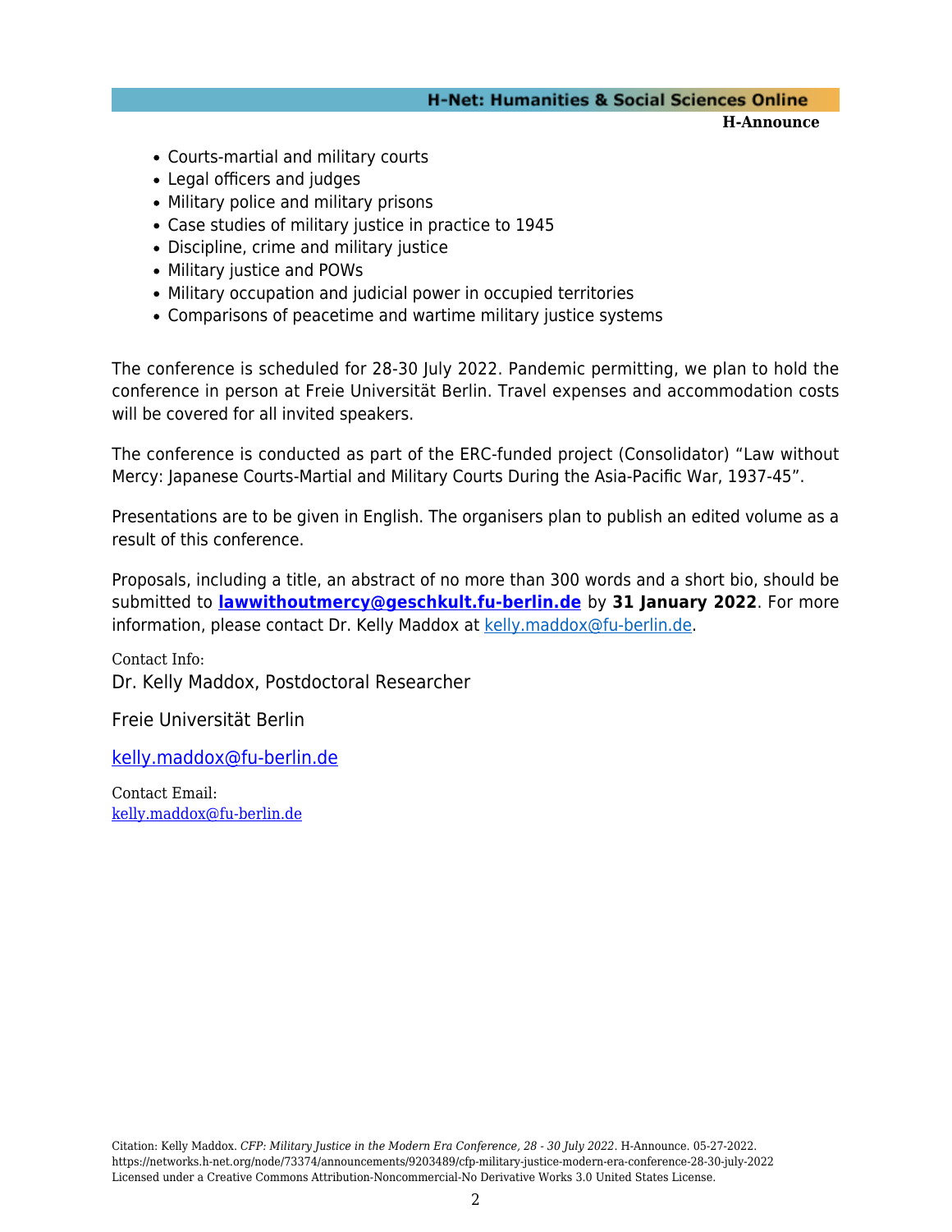- Courts-martial and military courts
- Legal officers and judges
- Military police and military prisons
- Case studies of military justice in practice to 1945
- Discipline, crime and military justice
- Military justice and POWs
- Military occupation and judicial power in occupied territories
- Comparisons of peacetime and wartime military justice systems

The conference is scheduled for 28-30 July 2022. Pandemic permitting, we plan to hold the conference in person at Freie Universität Berlin. Travel expenses and accommodation costs will be covered for all invited speakers.

The conference is conducted as part of the ERC-funded project (Consolidator) “Law without Mercy: Japanese Courts-Martial and Military Courts During the Asia-Pacific War, 1937-45”.

Presentations are to be given in English. The organisers plan to publish an edited volume as a result of this conference.

Proposals, including a title, an abstract of no more than 300 words and a short bio, should be submitted to **lawwithoutmercy@geschkult.fu-berlin.de** by **31 January 2022**. For more information, please contact Dr. Kelly Maddox at kelly.maddox@fu-berlin.de.

Contact Info:

Dr. Kelly Maddox, Postdoctoral Researcher

Freie Universität Berlin

kelly.maddox@fu-berlin.de

Contact Email:

kelly.maddox@fu-berlin.de

Citation: Kelly Maddox. *CFP: Military Justice in the Modern Era Conference, 28 - 30 July 2022*. H-Announce. 05-27-2022. https://networks.h-net.org/node/73374/announcements/9203489/cfp-military-justice-modern-era-conference-28-30-july-2022 Licensed under a Creative Commons Attribution-Noncommercial-No Derivative Works 3.0 United States License.